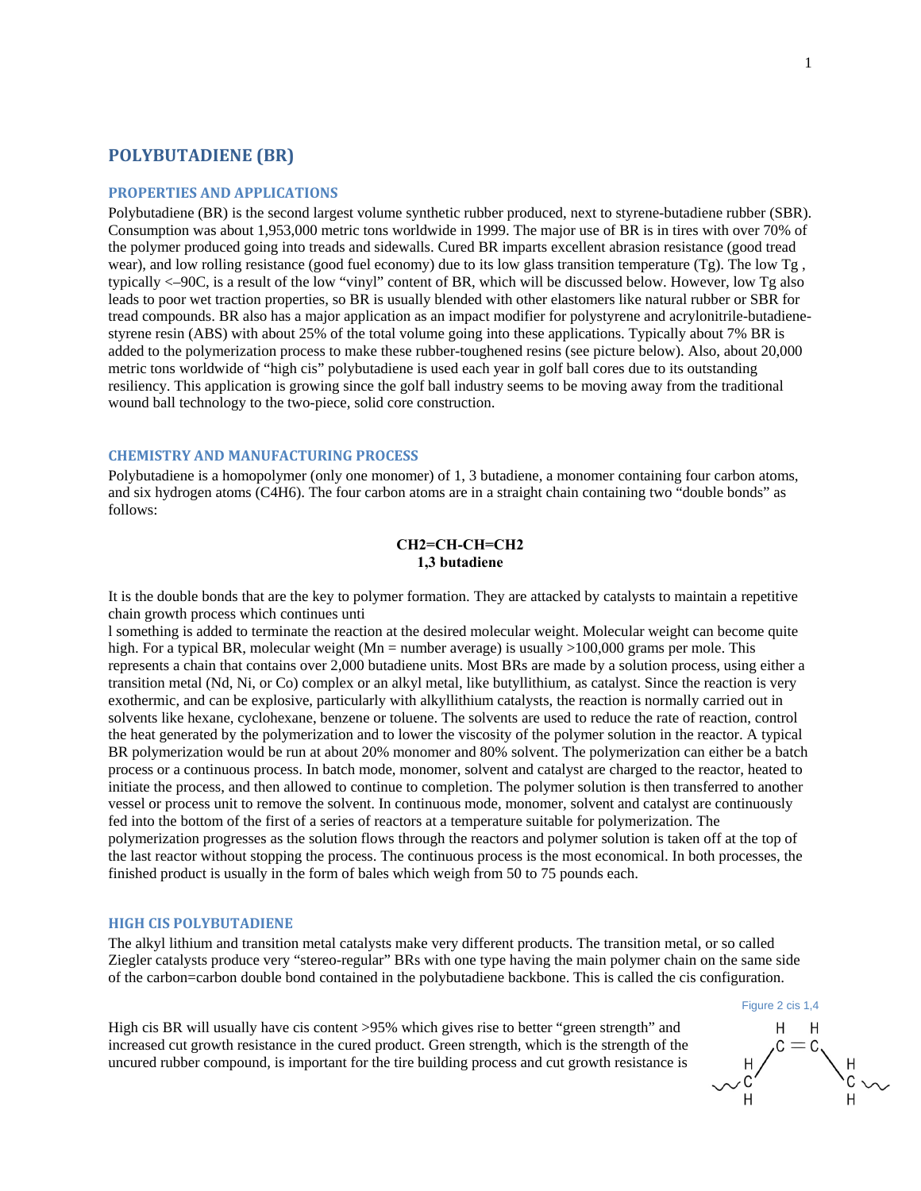# POLYBUTADIENE (BR)

## PROPERTIES AND APPLICATIONS

Polybutadiene (BR) is the second largest volume synthetic rubber produced, next to styrene-butadiene rubber (SBR). Consumption was about 1,953,000 metric tons worldwide in 1999. The major use of BR is in tires with over 70% of the polymer produced going into treads and sidewalls. Cured BR imparts excellent abrasion resistance (good tread wear), and low rolling resistance (good fuel economy) due to its low glass transition temperature (Tg). The low Tg , typically <–90C, is a result of the low "vinyl" content of BR, which will be discussed below. However, low Tg also leads to poor wet traction properties, so BR is usually blended with other elastomers like natural rubber or SBR for tread compounds. BR also has a major application as an impact modifier for polystyrene and acrylonitrile-butadiene-styrene resin (ABS) with about 25% of the total volume going into these applications. Typically about 7% BR is added to the polymerization process to make these rubber-toughened resins (see picture below). Also, about 20,000 metric tons worldwide of "high cis" polybutadiene is used each year in golf ball cores due to its outstanding resiliency. This application is growing since the golf ball industry seems to be moving away from the traditional wound ball technology to the two-piece, solid core construction.

## CHEMISTRY AND MANUFACTURING PROCESS

Polybutadiene is a homopolymer (only one monomer) of 1, 3 butadiene, a monomer containing four carbon atoms, and six hydrogen atoms ($C_4H_6$). The four carbon atoms are in a straight chain containing two "double bonds" as follows:

**$CH_2$=CH-CH=$CH_2$**
**1,3 butadiene**

It is the double bonds that are the key to polymer formation. They are attacked by catalysts to maintain a repetitive chain growth process which continues until something is added to terminate the reaction at the desired molecular weight. Molecular weight can become quite high. For a typical BR, molecular weight (Mn = number average) is usually >100,000 grams per mole. This represents a chain that contains over 2,000 butadiene units. Most BRs are made by a solution process, using either a transition metal (Nd, Ni, or Co) complex or an alkyl metal, like butyllithium, as catalyst. Since the reaction is very exothermic, and can be explosive, particularly with alkyllithium catalysts, the reaction is normally carried out in solvents like hexane, cyclohexane, benzene or toluene. The solvents are used to reduce the rate of reaction, control the heat generated by the polymerization and to lower the viscosity of the polymer solution in the reactor. A typical BR polymerization would be run at about 20% monomer and 80% solvent. The polymerization can either be a batch process or a continuous process. In batch mode, monomer, solvent and catalyst are charged to the reactor, heated to initiate the process, and then allowed to continue to completion. The polymer solution is then transferred to another vessel or process unit to remove the solvent. In continuous mode, monomer, solvent and catalyst are continuously fed into the bottom of the first of a series of reactors at a temperature suitable for polymerization. The polymerization progresses as the solution flows through the reactors and polymer solution is taken off at the top of the last reactor without stopping the process. The continuous process is the most economical. In both processes, the finished product is usually in the form of bales which weigh from 50 to 75 pounds each.

## HIGH CIS POLYBUTADIENE

The alkyl lithium and transition metal catalysts make very different products. The transition metal, or so called Ziegler catalysts produce very "stereo-regular" BRs with one type having the main polymer chain on the same side of the carbon=carbon double bond contained in the polybutadiene backbone. This is called the cis configuration.

Figure 2 cis 1,4

High cis BR will usually have cis content >95% which gives rise to better "green strength" and increased cut growth resistance in the cured product. Green strength, which is the strength of the uncured rubber compound, is important for the tire building process and cut growth resistance is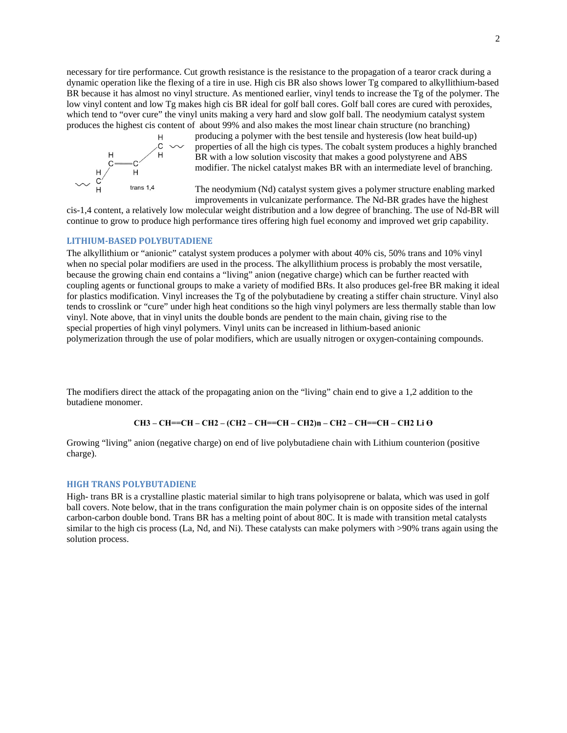necessary for tire performance. Cut growth resistance is the resistance to the propagation of a tearor crack during a dynamic operation like the flexing of a tire in use. High cis BR also shows lower Tg compared to alkyllithium-based BR because it has almost no vinyl structure. As mentioned earlier, vinyl tends to increase the Tg of the polymer. The low vinyl content and low Tg makes high cis BR ideal for golf ball cores. Golf ball cores are cured with peroxides, which tend to "over cure" the vinyl units making a very hard and slow golf ball. The neodymium catalyst system produces the highest cis content of about 99% and also makes the most linear chain structure (no branching) producing a polymer with the best tensile and hysteresis (low heat build-up) properties of all the high cis types. The cobalt system produces a highly branched BR with a low solution viscosity that makes a good polystyrene and ABS modifier. The nickel catalyst makes BR with an intermediate level of branching.

trans 1,4

The neodymium (Nd) catalyst system gives a polymer structure enabling marked improvements in vulcanizate performance. The Nd-BR grades have the highest cis-1,4 content, a relatively low molecular weight distribution and a low degree of branching. The use of Nd-BR will continue to grow to produce high performance tires offering high fuel economy and improved wet grip capability.

## LITHIUM-BASED POLYBUTADIENE

The alkyllithium or "anionic" catalyst system produces a polymer with about 40% cis, 50% trans and 10% vinyl when no special polar modifiers are used in the process. The alkyllithium process is probably the most versatile, because the growing chain end contains a "living" anion (negative charge) which can be further reacted with coupling agents or functional groups to make a variety of modified BRs. It also produces gel-free BR making it ideal for plastics modification. Vinyl increases the Tg of the polybutadiene by creating a stiffer chain structure. Vinyl also tends to crosslink or "cure" under high heat conditions so the high vinyl polymers are less thermally stable than low vinyl. Note above, that in vinyl units the double bonds are pendent to the main chain, giving rise to the special properties of high vinyl polymers. Vinyl units can be increased in lithium-based anionic polymerization through the use of polar modifiers, which are usually nitrogen or oxygen-containing compounds.

The modifiers direct the attack of the propagating anion on the "living" chain end to give a 1,2 addition to the butadiene monomer.

**CH3 – CH==CH – CH2 – (CH2 – CH==CH – CH2)n – CH2 – CH==CH – CH2 Li ϴ**

Growing "living" anion (negative charge) on end of live polybutadiene chain with Lithium counterion (positive charge).

## HIGH TRANS POLYBUTADIENE

High- trans BR is a crystalline plastic material similar to high trans polyisoprene or balata, which was used in golf ball covers. Note below, that in the trans configuration the main polymer chain is on opposite sides of the internal carbon-carbon double bond. Trans BR has a melting point of about 80C. It is made with transition metal catalysts similar to the high cis process (La, Nd, and Ni). These catalysts can make polymers with >90% trans again using the solution process.